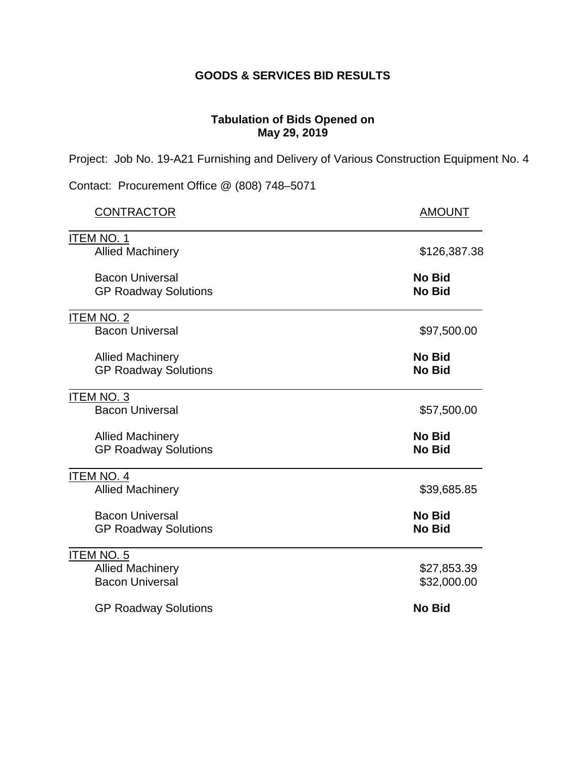# GOODS & SERVICES BID RESULTS

## Tabulation of Bids Opened on May 29, 2019

Project: Job No. 19-A21 Furnishing and Delivery of Various Construction Equipment No. 4

Contact: Procurement Office @ (808) 748–5071

| CONTRACTOR | AMOUNT |
|---|---|
| **ITEM NO. 1** | |
| Allied Machinery | $126,387.38 |
| Bacon Universal | **No Bid** |
| GP Roadway Solutions | **No Bid** |
| **ITEM NO. 2** | |
| Bacon Universal | $97,500.00 |
| Allied Machinery | **No Bid** |
| GP Roadway Solutions | **No Bid** |
| **ITEM NO. 3** | |
| Bacon Universal | $57,500.00 |
| Allied Machinery | **No Bid** |
| GP Roadway Solutions | **No Bid** |
| **ITEM NO. 4** | |
| Allied Machinery | $39,685.85 |
| Bacon Universal | **No Bid** |
| GP Roadway Solutions | **No Bid** |
| **ITEM NO. 5** | |
| Allied Machinery | $27,853.39 |
| Bacon Universal | $32,000.00 |
| GP Roadway Solutions | **No Bid** |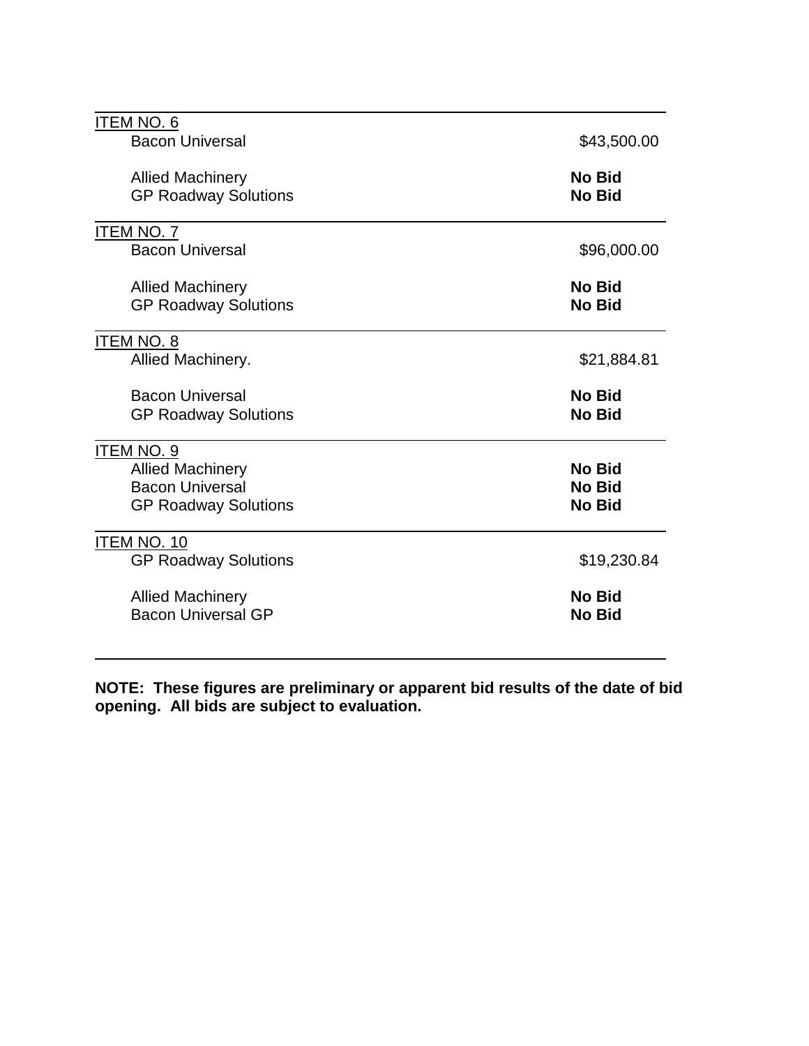ITEM NO. 6

| | |
|---|---|
| Bacon Universal | $43,500.00 |
| Allied Machinery | **No Bid** |
| GP Roadway Solutions | **No Bid** |

ITEM NO. 7

| | |
|---|---|
| Bacon Universal | $96,000.00 |
| Allied Machinery | **No Bid** |
| GP Roadway Solutions | **No Bid** |

ITEM NO. 8

| | |
|---|---|
| Allied Machinery. | $21,884.81 |
| Bacon Universal | **No Bid** |
| GP Roadway Solutions | **No Bid** |

ITEM NO. 9

| | |
|---|---|
| Allied Machinery | **No Bid** |
| Bacon Universal | **No Bid** |
| GP Roadway Solutions | **No Bid** |

ITEM NO. 10

| | |
|---|---|
| GP Roadway Solutions | $19,230.84 |
| Allied Machinery | **No Bid** |
| Bacon Universal GP | **No Bid** |

**NOTE: These figures are preliminary or apparent bid results of the date of bid opening. All bids are subject to evaluation.**